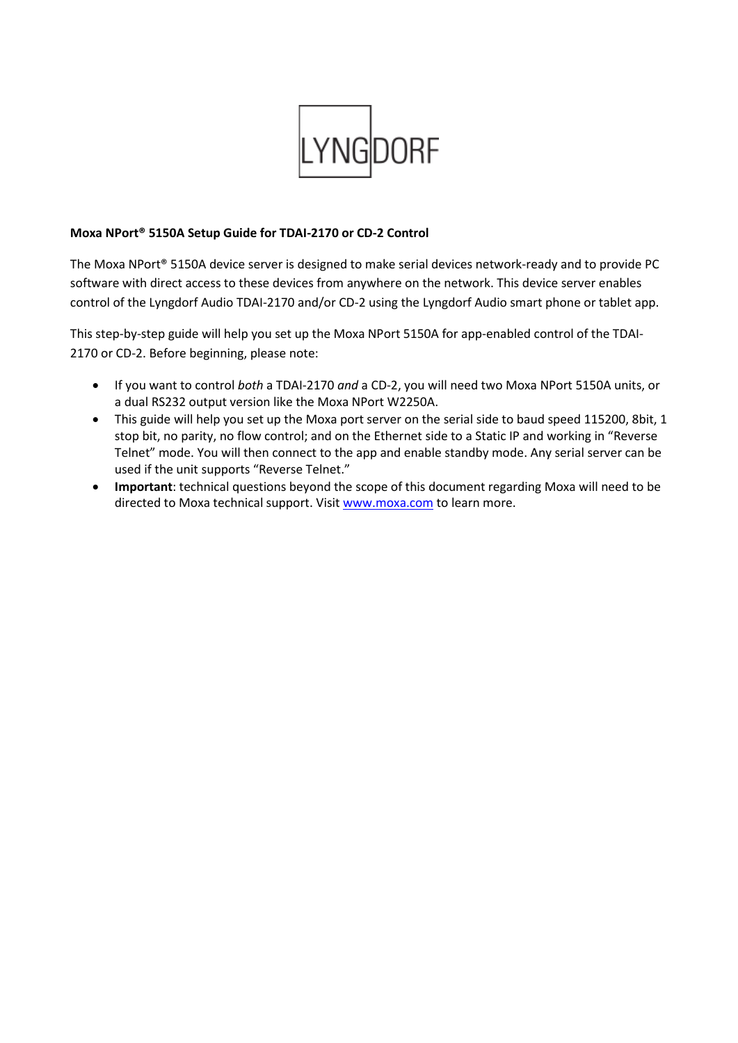LYNGDORF

**Moxa NPort® 5150A Setup Guide for TDAI-2170 or CD-2 Control**

The Moxa NPort® 5150A device server is designed to make serial devices network-ready and to provide PC software with direct access to these devices from anywhere on the network. This device server enables control of the Lyngdorf Audio TDAI-2170 and/or CD-2 using the Lyngdorf Audio smart phone or tablet app.

This step-by-step guide will help you set up the Moxa NPort 5150A for app-enabled control of the TDAI-2170 or CD-2. Before beginning, please note:

- If you want to control *both* a TDAI-2170 *and* a CD-2, you will need two Moxa NPort 5150A units, or a dual RS232 output version like the Moxa NPort W2250A.
- This guide will help you set up the Moxa port server on the serial side to baud speed 115200, 8bit, 1 stop bit, no parity, no flow control; and on the Ethernet side to a Static IP and working in "Reverse Telnet" mode. You will then connect to the app and enable standby mode. Any serial server can be used if the unit supports "Reverse Telnet."
- **Important**: technical questions beyond the scope of this document regarding Moxa will need to be directed to Moxa technical support. Visit [www.moxa.com](http://www.moxa.com) to learn more.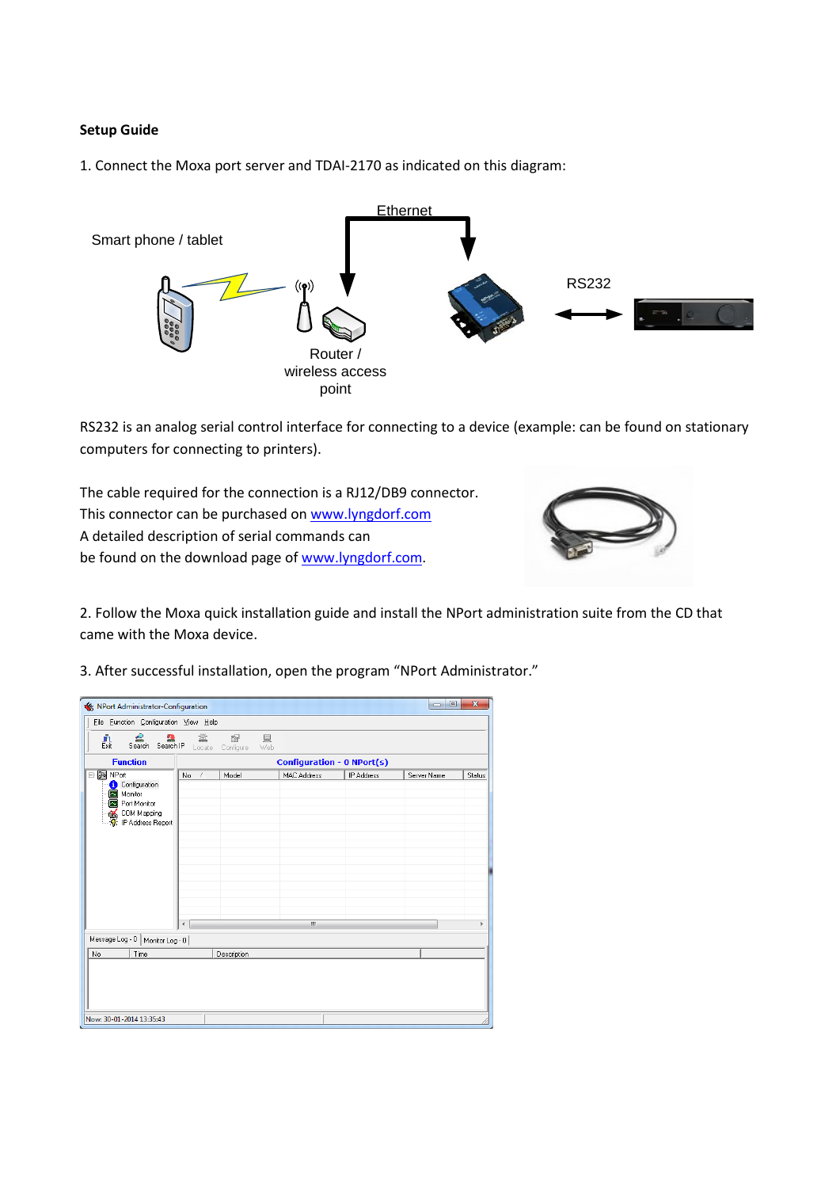**Setup Guide**

1. Connect the Moxa port server and TDAI-2170 as indicated on this diagram:

RS232 is an analog serial control interface for connecting to a device (example: can be found on stationary computers for connecting to printers).

The cable required for the connection is a RJ12/DB9 connector.
This connector can be purchased on www.lyngdorf.com
A detailed description of serial commands can
be found on the download page of www.lyngdorf.com.

2. Follow the Moxa quick installation guide and install the NPort administration suite from the CD that came with the Moxa device.

3. After successful installation, open the program "NPort Administrator."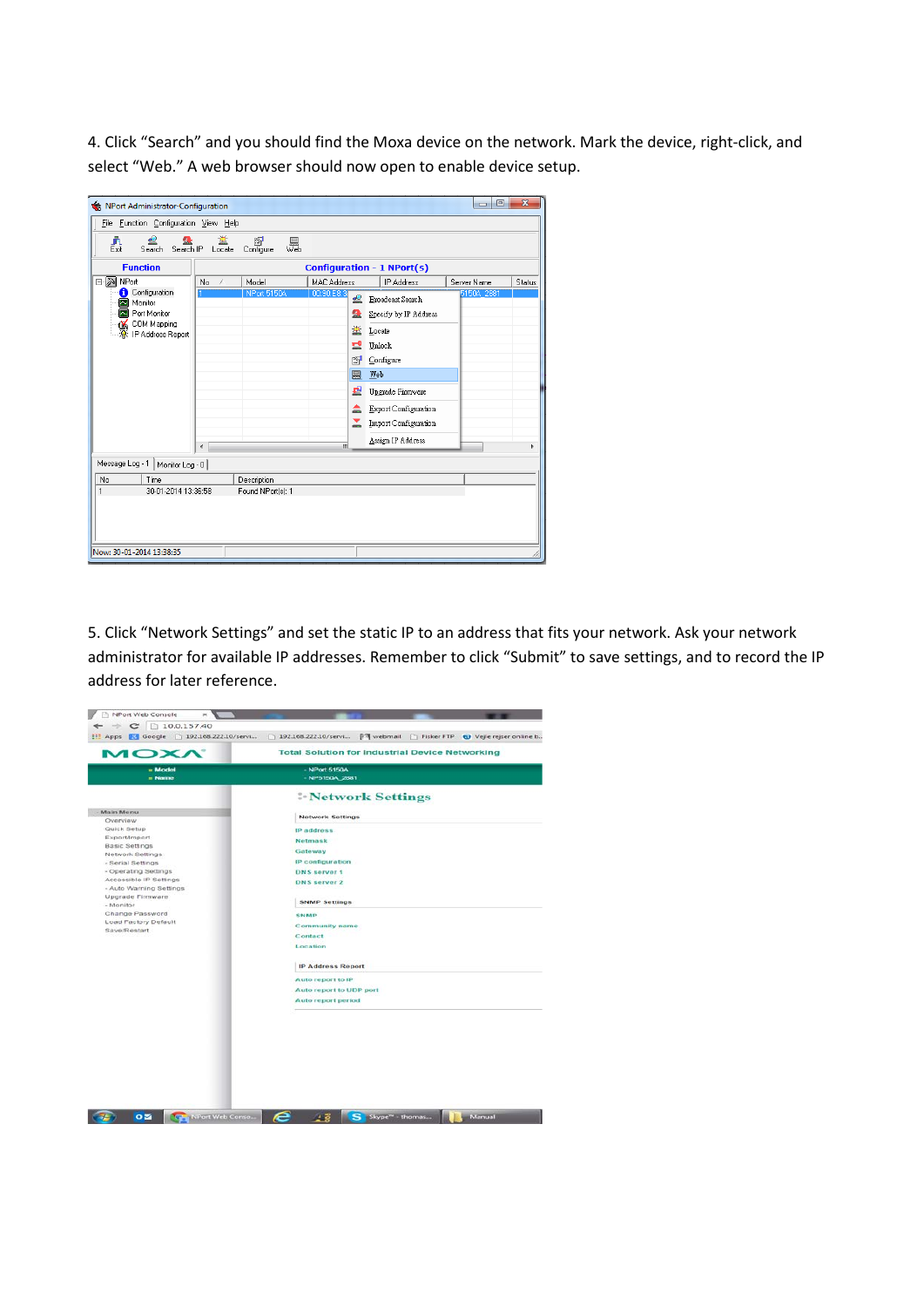4. Click “Search” and you should find the Moxa device on the network. Mark the device, right-click, and select “Web.” A web browser should now open to enable device setup.

5. Click “Network Settings” and set the static IP to an address that fits your network. Ask your network administrator for available IP addresses. Remember to click “Submit” to save settings, and to record the IP address for later reference.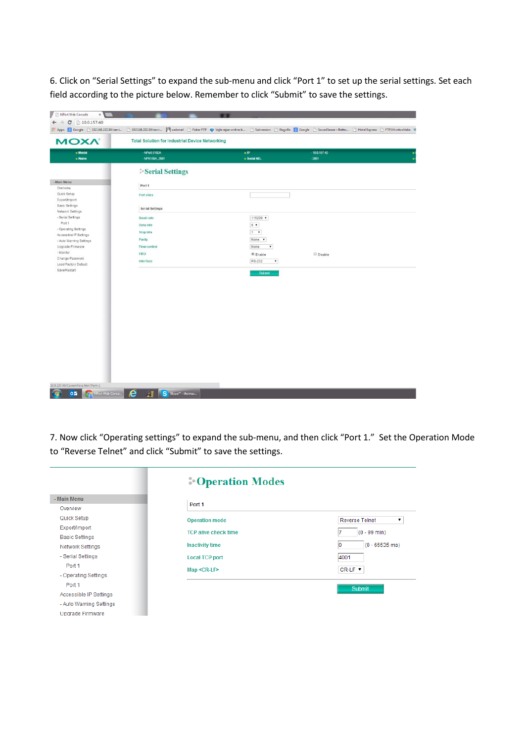6. Click on "Serial Settings" to expand the sub-menu and click "Port 1" to set up the serial settings. Set each field according to the picture below. Remember to click "Submit" to save the settings.

7. Now click "Operating settings" to expand the sub-menu, and then click "Port 1." Set the Operation Mode to "Reverse Telnet" and click "Submit" to save the settings.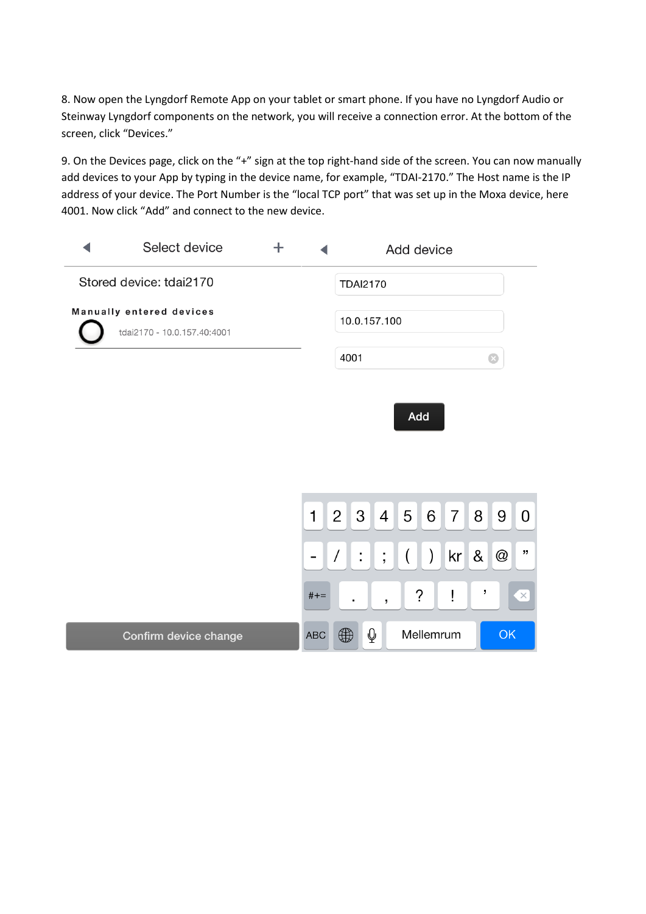8. Now open the Lyngdorf Remote App on your tablet or smart phone. If you have no Lyngdorf Audio or Steinway Lyngdorf components on the network, you will receive a connection error. At the bottom of the screen, click "Devices."

9. On the Devices page, click on the "+" sign at the top right-hand side of the screen. You can now manually add devices to your App by typing in the device name, for example, "TDAI-2170." The Host name is the IP address of your device. The Port Number is the "local TCP port" that was set up in the Moxa device, here 4001. Now click "Add" and connect to the new device.

Select device +

Stored device: tdai2170

Manually entered devices

tdai2170 - 10.0.157.40:4001

Confirm device change

Add device

TDAI2170

10.0.157.100

4001

Add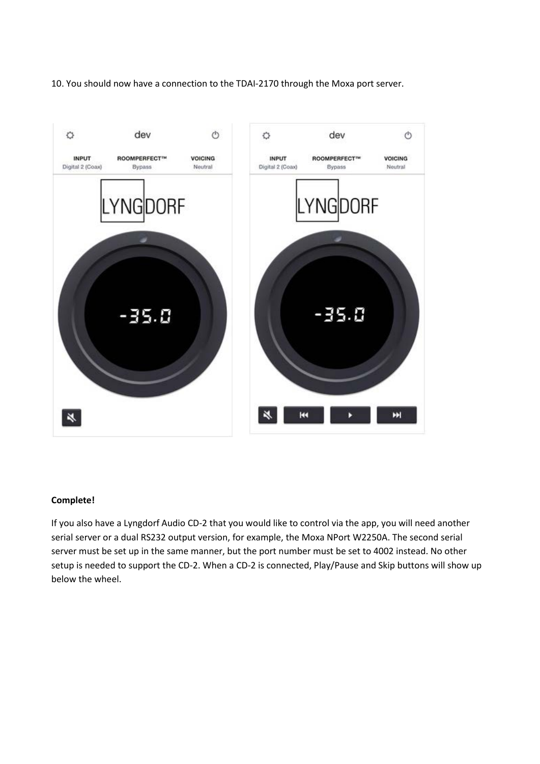10. You should now have a connection to the TDAI-2170 through the Moxa port server.

**Complete!**

If you also have a Lyngdorf Audio CD-2 that you would like to control via the app, you will need another serial server or a dual RS232 output version, for example, the Moxa NPort W2250A. The second serial server must be set up in the same manner, but the port number must be set to 4002 instead. No other setup is needed to support the CD-2. When a CD-2 is connected, Play/Pause and Skip buttons will show up below the wheel.